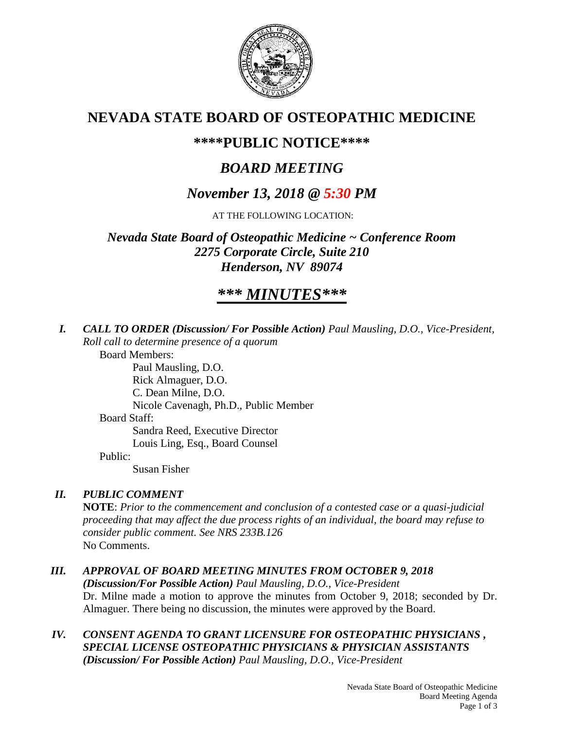# NEVADA STATE BOARD OF OSTEOPATHIC MEDICINE

## \*\*\*\*PUBLIC NOTICE\*\*\*\*

## *BOARD MEETING*

## *November 13, 2018 @ 5:30 PM*

AT THE FOLLOWING LOCATION:

### *Nevada State Board of Osteopathic Medicine ~ Conference Room*
### *2275 Corporate Circle, Suite 210*
### *Henderson, NV 89074*

## ***\*\*\* MINUTES\*\*\****

**I. *CALL TO ORDER (Discussion/ For Possible Action)*** *Paul Mausling, D.O., Vice-President, Roll call to determine presence of a quorum*

Board Members:
- Paul Mausling, D.O.
- Rick Almaguer, D.O.
- C. Dean Milne, D.O.
- Nicole Cavenagh, Ph.D., Public Member

Board Staff:
- Sandra Reed, Executive Director
- Louis Ling, Esq., Board Counsel

Public:
- Susan Fisher

**II. *PUBLIC COMMENT***

**NOTE**: *Prior to the commencement and conclusion of a contested case or a quasi-judicial proceeding that may affect the due process rights of an individual, the board may refuse to consider public comment. See NRS 233B.126*

No Comments.

**III. *APPROVAL OF BOARD MEETING MINUTES FROM OCTOBER 9, 2018 (Discussion/For Possible Action)*** *Paul Mausling, D.O., Vice-President*

Dr. Milne made a motion to approve the minutes from October 9, 2018; seconded by Dr. Almaguer. There being no discussion, the minutes were approved by the Board.

**IV. *CONSENT AGENDA TO GRANT LICENSURE FOR OSTEOPATHIC PHYSICIANS , SPECIAL LICENSE OSTEOPATHIC PHYSICIANS & PHYSICIAN ASSISTANTS (Discussion/ For Possible Action)*** *Paul Mausling, D.O., Vice-President*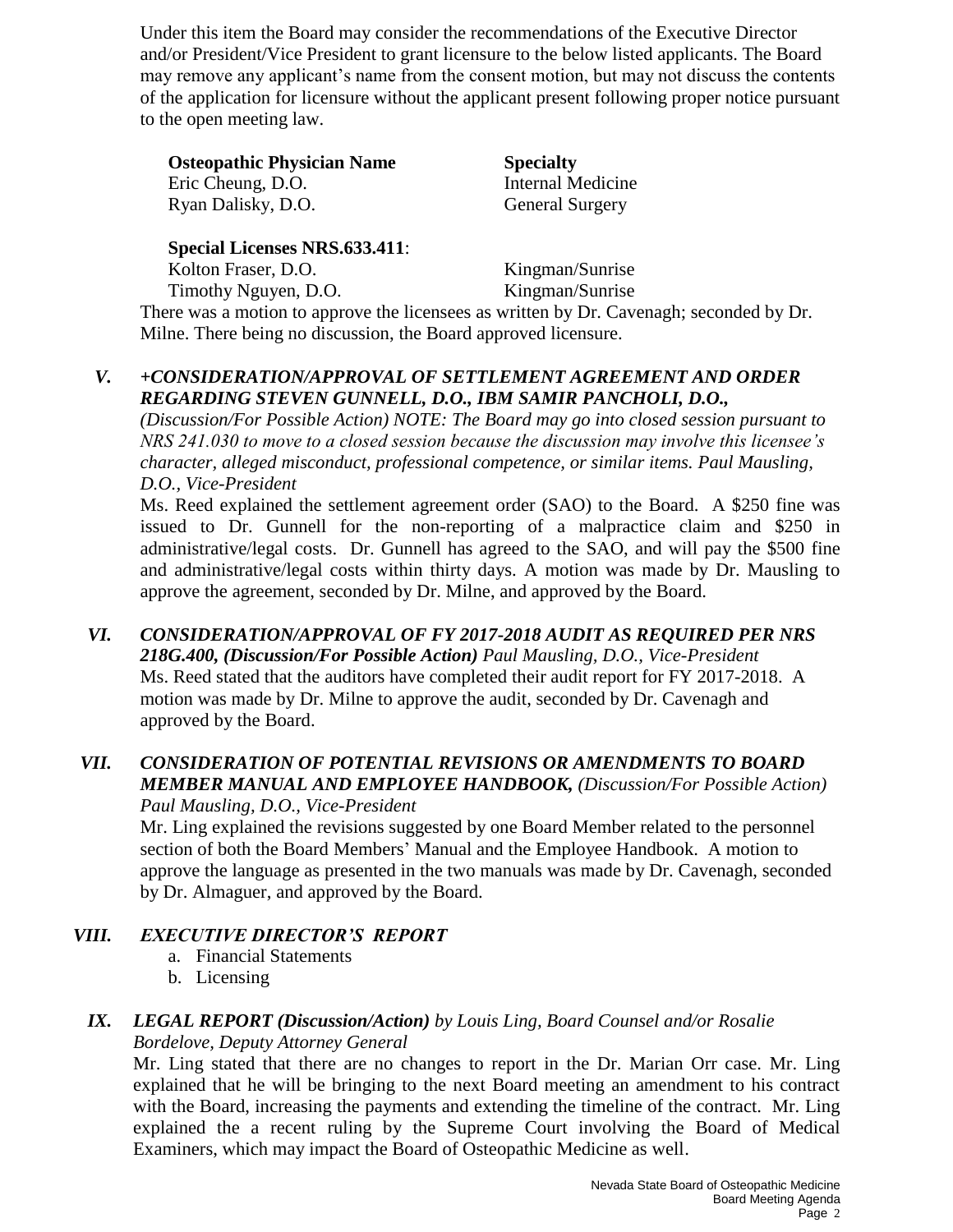Under this item the Board may consider the recommendations of the Executive Director and/or President/Vice President to grant licensure to the below listed applicants. The Board may remove any applicant's name from the consent motion, but may not discuss the contents of the application for licensure without the applicant present following proper notice pursuant to the open meeting law.

| **Osteopathic Physician Name** | **Specialty** |
|---|---|
| Eric Cheung, D.O. | Internal Medicine |
| Ryan Dalisky, D.O. | General Surgery |

**Special Licenses NRS.633.411**:

| | |
|---|---|
| Kolton Fraser, D.O. | Kingman/Sunrise |
| Timothy Nguyen, D.O. | Kingman/Sunrise |

There was a motion to approve the licensees as written by Dr. Cavenagh; seconded by Dr. Milne. There being no discussion, the Board approved licensure.

***V. +CONSIDERATION/APPROVAL OF SETTLEMENT AGREEMENT AND ORDER REGARDING STEVEN GUNNELL, D.O., IBM SAMIR PANCHOLI, D.O.,*** *(Discussion/For Possible Action) NOTE: The Board may go into closed session pursuant to NRS 241.030 to move to a closed session because the discussion may involve this licensee's character, alleged misconduct, professional competence, or similar items. Paul Mausling, D.O., Vice-President*

Ms. Reed explained the settlement agreement order (SAO) to the Board. A $250 fine was issued to Dr. Gunnell for the non-reporting of a malpractice claim and $250 in administrative/legal costs. Dr. Gunnell has agreed to the SAO, and will pay the $500 fine and administrative/legal costs within thirty days. A motion was made by Dr. Mausling to approve the agreement, seconded by Dr. Milne, and approved by the Board.

***VI. CONSIDERATION/APPROVAL OF FY 2017-2018 AUDIT AS REQUIRED PER NRS 218G.400, (Discussion/For Possible Action)*** *Paul Mausling, D.O., Vice-President*

Ms. Reed stated that the auditors have completed their audit report for FY 2017-2018. A motion was made by Dr. Milne to approve the audit, seconded by Dr. Cavenagh and approved by the Board.

***VII. CONSIDERATION OF POTENTIAL REVISIONS OR AMENDMENTS TO BOARD MEMBER MANUAL AND EMPLOYEE HANDBOOK,*** *(Discussion/For Possible Action) Paul Mausling, D.O., Vice-President*

Mr. Ling explained the revisions suggested by one Board Member related to the personnel section of both the Board Members' Manual and the Employee Handbook. A motion to approve the language as presented in the two manuals was made by Dr. Cavenagh, seconded by Dr. Almaguer, and approved by the Board.

***VIII. EXECUTIVE DIRECTOR'S REPORT***

a. Financial Statements
b. Licensing

***IX. LEGAL REPORT (Discussion/Action)*** *by Louis Ling, Board Counsel and/or Rosalie Bordelove, Deputy Attorney General*

Mr. Ling stated that there are no changes to report in the Dr. Marian Orr case. Mr. Ling explained that he will be bringing to the next Board meeting an amendment to his contract with the Board, increasing the payments and extending the timeline of the contract. Mr. Ling explained the a recent ruling by the Supreme Court involving the Board of Medical Examiners, which may impact the Board of Osteopathic Medicine as well.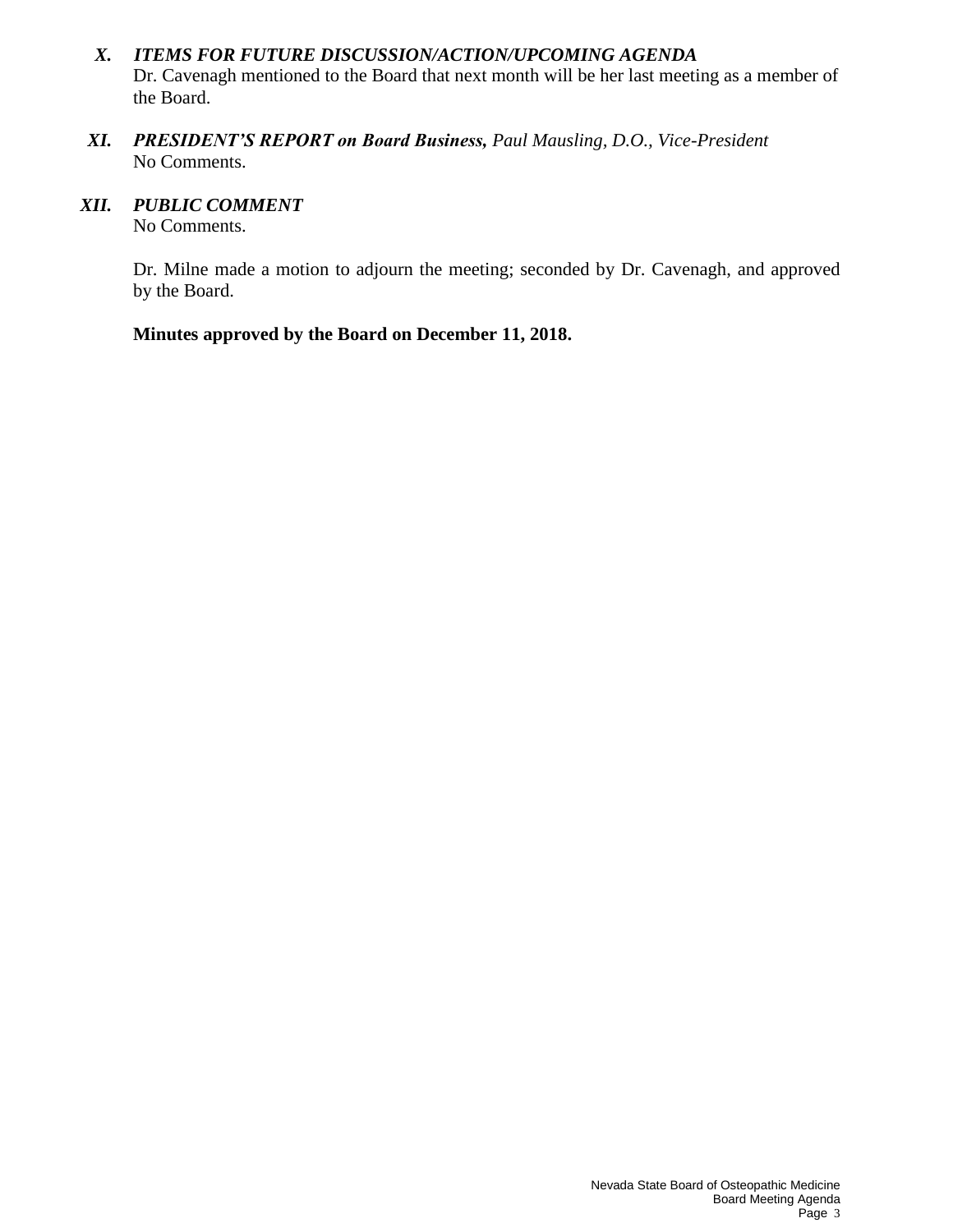### *X. ITEMS FOR FUTURE DISCUSSION/ACTION/UPCOMING AGENDA*

Dr. Cavenagh mentioned to the Board that next month will be her last meeting as a member of the Board.

### *XI. PRESIDENT'S REPORT on Board Business, Paul Mausling, D.O., Vice-President*

No Comments.

### *XII. PUBLIC COMMENT*

No Comments.

Dr. Milne made a motion to adjourn the meeting; seconded by Dr. Cavenagh, and approved by the Board.

**Minutes approved by the Board on December 11, 2018.**